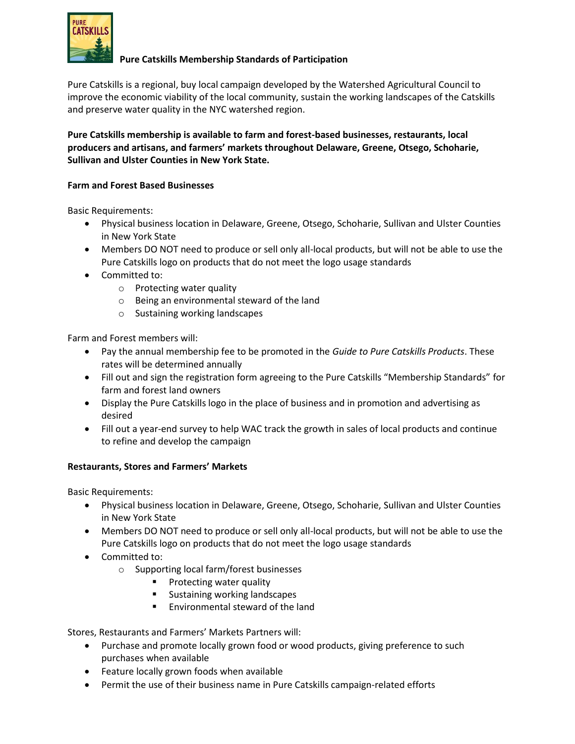# Pure Catskills Membership Standards of Participation

Pure Catskills is a regional, buy local campaign developed by the Watershed Agricultural Council to improve the economic viability of the local community, sustain the working landscapes of the Catskills and preserve water quality in the NYC watershed region.

**Pure Catskills membership is available to farm and forest-based businesses, restaurants, local producers and artisans, and farmers' markets throughout Delaware, Greene, Otsego, Schoharie, Sullivan and Ulster Counties in New York State.**

## Farm and Forest Based Businesses

Basic Requirements:

- Physical business location in Delaware, Greene, Otsego, Schoharie, Sullivan and Ulster Counties in New York State
- Members DO NOT need to produce or sell only all-local products, but will not be able to use the Pure Catskills logo on products that do not meet the logo usage standards
- Committed to:
  - Protecting water quality
  - Being an environmental steward of the land
  - Sustaining working landscapes

Farm and Forest members will:

- Pay the annual membership fee to be promoted in the *Guide to Pure Catskills Products*. These rates will be determined annually
- Fill out and sign the registration form agreeing to the Pure Catskills "Membership Standards" for farm and forest land owners
- Display the Pure Catskills logo in the place of business and in promotion and advertising as desired
- Fill out a year-end survey to help WAC track the growth in sales of local products and continue to refine and develop the campaign

## Restaurants, Stores and Farmers' Markets

Basic Requirements:

- Physical business location in Delaware, Greene, Otsego, Schoharie, Sullivan and Ulster Counties in New York State
- Members DO NOT need to produce or sell only all-local products, but will not be able to use the Pure Catskills logo on products that do not meet the logo usage standards
- Committed to:
  - Supporting local farm/forest businesses
    - Protecting water quality
    - Sustaining working landscapes
    - Environmental steward of the land

Stores, Restaurants and Farmers' Markets Partners will:

- Purchase and promote locally grown food or wood products, giving preference to such purchases when available
- Feature locally grown foods when available
- Permit the use of their business name in Pure Catskills campaign-related efforts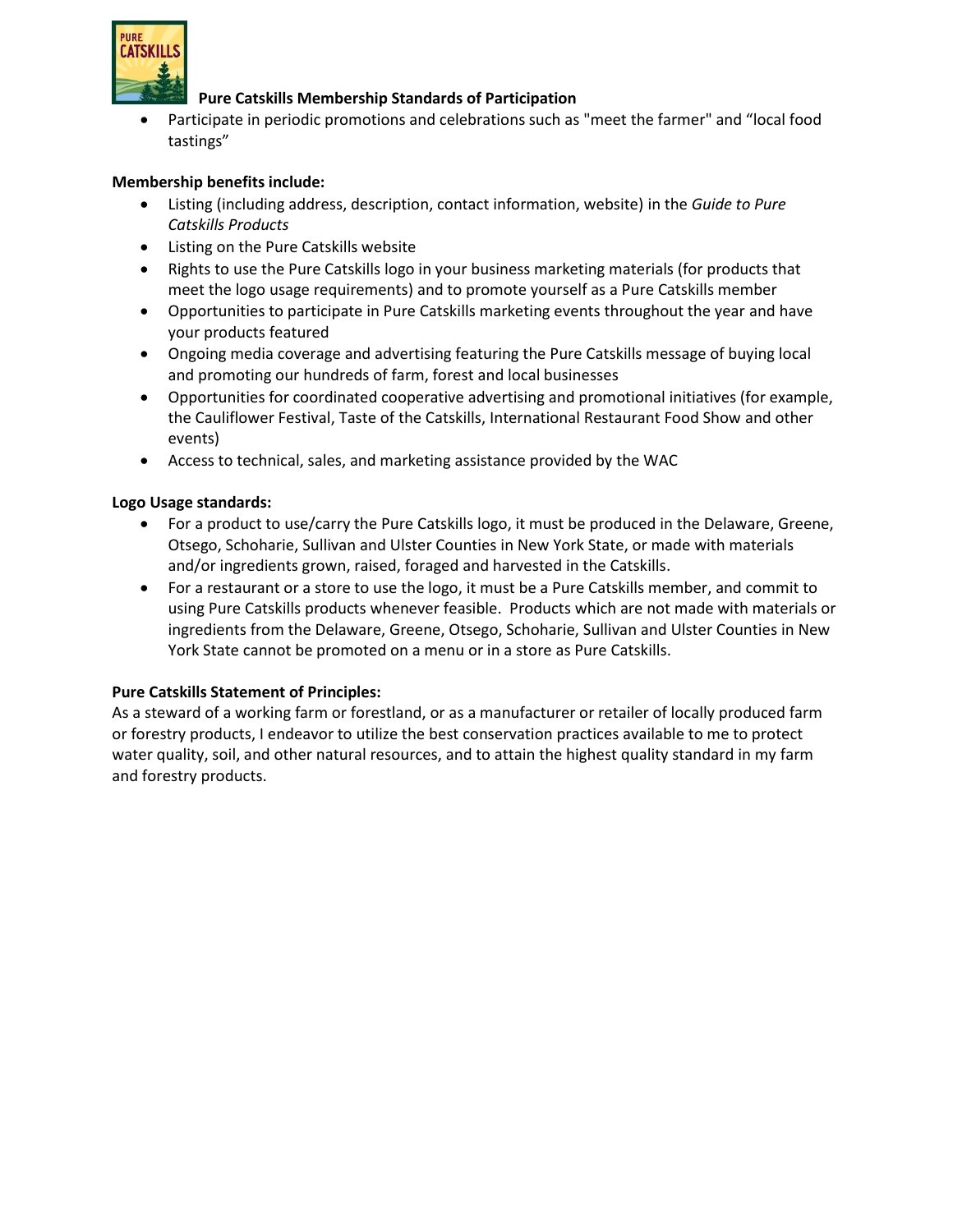**Pure Catskills Membership Standards of Participation**

- Participate in periodic promotions and celebrations such as "meet the farmer" and "local food tastings"

**Membership benefits include:**

- Listing (including address, description, contact information, website) in the *Guide to Pure Catskills Products*
- Listing on the Pure Catskills website
- Rights to use the Pure Catskills logo in your business marketing materials (for products that meet the logo usage requirements) and to promote yourself as a Pure Catskills member
- Opportunities to participate in Pure Catskills marketing events throughout the year and have your products featured
- Ongoing media coverage and advertising featuring the Pure Catskills message of buying local and promoting our hundreds of farm, forest and local businesses
- Opportunities for coordinated cooperative advertising and promotional initiatives (for example, the Cauliflower Festival, Taste of the Catskills, International Restaurant Food Show and other events)
- Access to technical, sales, and marketing assistance provided by the WAC

**Logo Usage standards:**

- For a product to use/carry the Pure Catskills logo, it must be produced in the Delaware, Greene, Otsego, Schoharie, Sullivan and Ulster Counties in New York State, or made with materials and/or ingredients grown, raised, foraged and harvested in the Catskills.
- For a restaurant or a store to use the logo, it must be a Pure Catskills member, and commit to using Pure Catskills products whenever feasible. Products which are not made with materials or ingredients from the Delaware, Greene, Otsego, Schoharie, Sullivan and Ulster Counties in New York State cannot be promoted on a menu or in a store as Pure Catskills.

**Pure Catskills Statement of Principles:**

As a steward of a working farm or forestland, or as a manufacturer or retailer of locally produced farm or forestry products, I endeavor to utilize the best conservation practices available to me to protect water quality, soil, and other natural resources, and to attain the highest quality standard in my farm and forestry products.